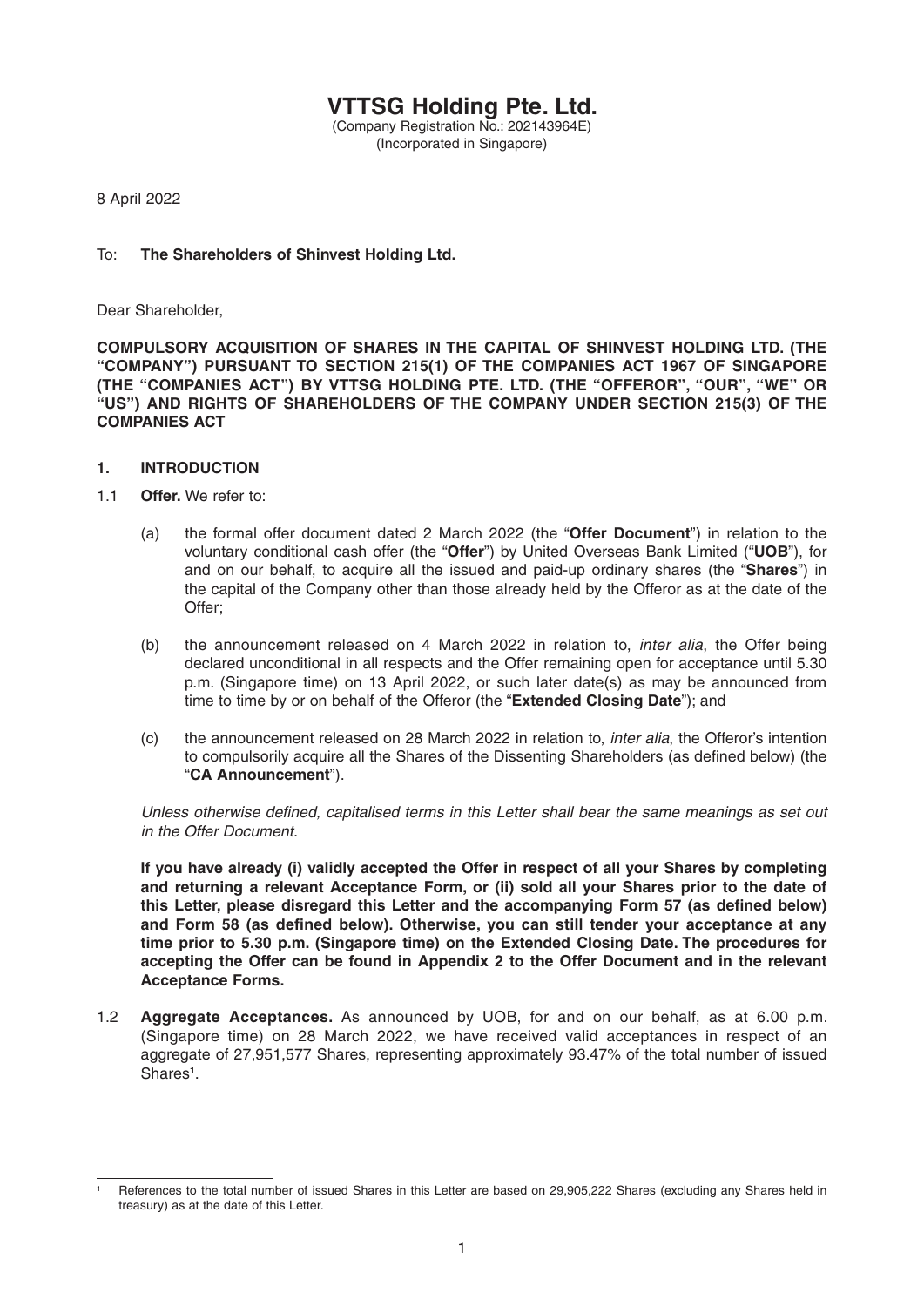# VTTSG Holding Pte. Ltd.

(Company Registration No.: 202143964E)
(Incorporated in Singapore)

8 April 2022

To: **The Shareholders of Shinvest Holding Ltd.**

Dear Shareholder,

**COMPULSORY ACQUISITION OF SHARES IN THE CAPITAL OF SHINVEST HOLDING LTD. (THE "COMPANY") PURSUANT TO SECTION 215(1) OF THE COMPANIES ACT 1967 OF SINGAPORE (THE "COMPANIES ACT") BY VTTSG HOLDING PTE. LTD. (THE "OFFEROR", "OUR", "WE" OR "US") AND RIGHTS OF SHAREHOLDERS OF THE COMPANY UNDER SECTION 215(3) OF THE COMPANIES ACT**

## 1. INTRODUCTION

1.1 **Offer.** We refer to:

(a) the formal offer document dated 2 March 2022 (the "**Offer Document**") in relation to the voluntary conditional cash offer (the "**Offer**") by United Overseas Bank Limited ("**UOB**"), for and on our behalf, to acquire all the issued and paid-up ordinary shares (the "**Shares**") in the capital of the Company other than those already held by the Offeror as at the date of the Offer;

(b) the announcement released on 4 March 2022 in relation to, *inter alia*, the Offer being declared unconditional in all respects and the Offer remaining open for acceptance until 5.30 p.m. (Singapore time) on 13 April 2022, or such later date(s) as may be announced from time to time by or on behalf of the Offeror (the "**Extended Closing Date**"); and

(c) the announcement released on 28 March 2022 in relation to, *inter alia*, the Offeror's intention to compulsorily acquire all the Shares of the Dissenting Shareholders (as defined below) (the "**CA Announcement**").

*Unless otherwise defined, capitalised terms in this Letter shall bear the same meanings as set out in the Offer Document.*

**If you have already (i) validly accepted the Offer in respect of all your Shares by completing and returning a relevant Acceptance Form, or (ii) sold all your Shares prior to the date of this Letter, please disregard this Letter and the accompanying Form 57 (as defined below) and Form 58 (as defined below). Otherwise, you can still tender your acceptance at any time prior to 5.30 p.m. (Singapore time) on the Extended Closing Date. The procedures for accepting the Offer can be found in Appendix 2 to the Offer Document and in the relevant Acceptance Forms.**

1.2 **Aggregate Acceptances.** As announced by UOB, for and on our behalf, as at 6.00 p.m. (Singapore time) on 28 March 2022, we have received valid acceptances in respect of an aggregate of 27,951,577 Shares, representing approximately 93.47% of the total number of issued Shares[1].

[1] References to the total number of issued Shares in this Letter are based on 29,905,222 Shares (excluding any Shares held in treasury) as at the date of this Letter.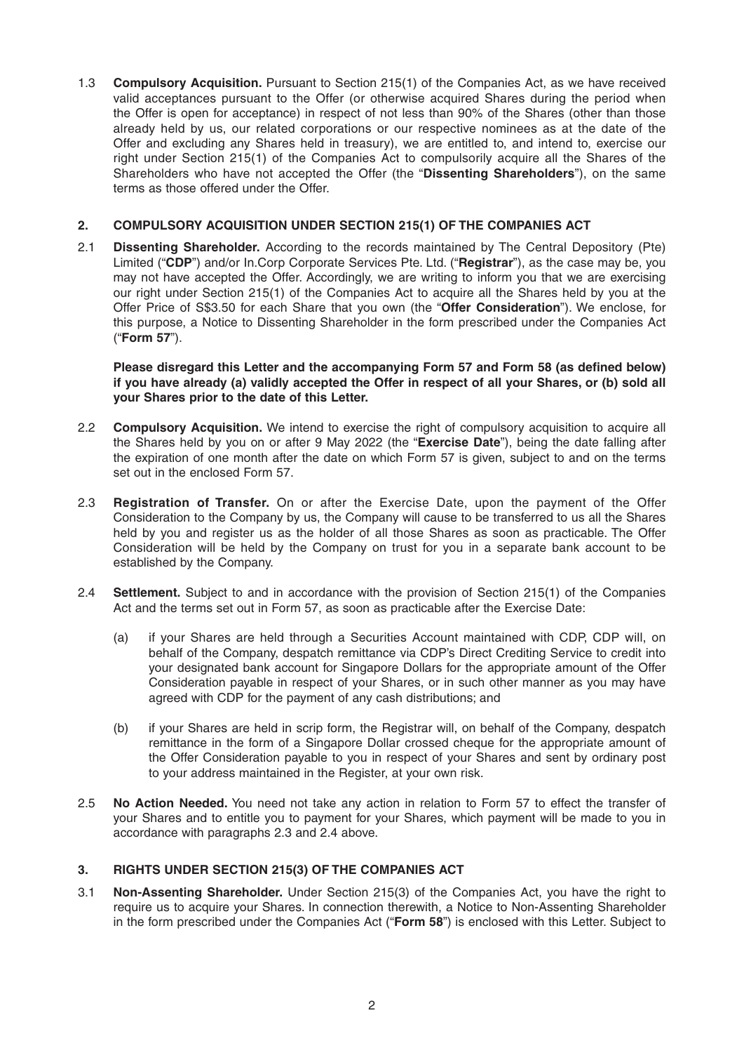1.3 **Compulsory Acquisition.** Pursuant to Section 215(1) of the Companies Act, as we have received valid acceptances pursuant to the Offer (or otherwise acquired Shares during the period when the Offer is open for acceptance) in respect of not less than 90% of the Shares (other than those already held by us, our related corporations or our respective nominees as at the date of the Offer and excluding any Shares held in treasury), we are entitled to, and intend to, exercise our right under Section 215(1) of the Companies Act to compulsorily acquire all the Shares of the Shareholders who have not accepted the Offer (the "**Dissenting Shareholders**"), on the same terms as those offered under the Offer.

## 2. COMPULSORY ACQUISITION UNDER SECTION 215(1) OF THE COMPANIES ACT

2.1 **Dissenting Shareholder.** According to the records maintained by The Central Depository (Pte) Limited ("**CDP**") and/or In.Corp Corporate Services Pte. Ltd. ("**Registrar**"), as the case may be, you may not have accepted the Offer. Accordingly, we are writing to inform you that we are exercising our right under Section 215(1) of the Companies Act to acquire all the Shares held by you at the Offer Price of S$3.50 for each Share that you own (the "**Offer Consideration**"). We enclose, for this purpose, a Notice to Dissenting Shareholder in the form prescribed under the Companies Act ("**Form 57**").

**Please disregard this Letter and the accompanying Form 57 and Form 58 (as defined below) if you have already (a) validly accepted the Offer in respect of all your Shares, or (b) sold all your Shares prior to the date of this Letter.**

2.2 **Compulsory Acquisition.** We intend to exercise the right of compulsory acquisition to acquire all the Shares held by you on or after 9 May 2022 (the "**Exercise Date**"), being the date falling after the expiration of one month after the date on which Form 57 is given, subject to and on the terms set out in the enclosed Form 57.

2.3 **Registration of Transfer.** On or after the Exercise Date, upon the payment of the Offer Consideration to the Company by us, the Company will cause to be transferred to us all the Shares held by you and register us as the holder of all those Shares as soon as practicable. The Offer Consideration will be held by the Company on trust for you in a separate bank account to be established by the Company.

2.4 **Settlement.** Subject to and in accordance with the provision of Section 215(1) of the Companies Act and the terms set out in Form 57, as soon as practicable after the Exercise Date:

(a) if your Shares are held through a Securities Account maintained with CDP, CDP will, on behalf of the Company, despatch remittance via CDP's Direct Crediting Service to credit into your designated bank account for Singapore Dollars for the appropriate amount of the Offer Consideration payable in respect of your Shares, or in such other manner as you may have agreed with CDP for the payment of any cash distributions; and

(b) if your Shares are held in scrip form, the Registrar will, on behalf of the Company, despatch remittance in the form of a Singapore Dollar crossed cheque for the appropriate amount of the Offer Consideration payable to you in respect of your Shares and sent by ordinary post to your address maintained in the Register, at your own risk.

2.5 **No Action Needed.** You need not take any action in relation to Form 57 to effect the transfer of your Shares and to entitle you to payment for your Shares, which payment will be made to you in accordance with paragraphs 2.3 and 2.4 above.

## 3. RIGHTS UNDER SECTION 215(3) OF THE COMPANIES ACT

3.1 **Non-Assenting Shareholder.** Under Section 215(3) of the Companies Act, you have the right to require us to acquire your Shares. In connection therewith, a Notice to Non-Assenting Shareholder in the form prescribed under the Companies Act ("**Form 58**") is enclosed with this Letter. Subject to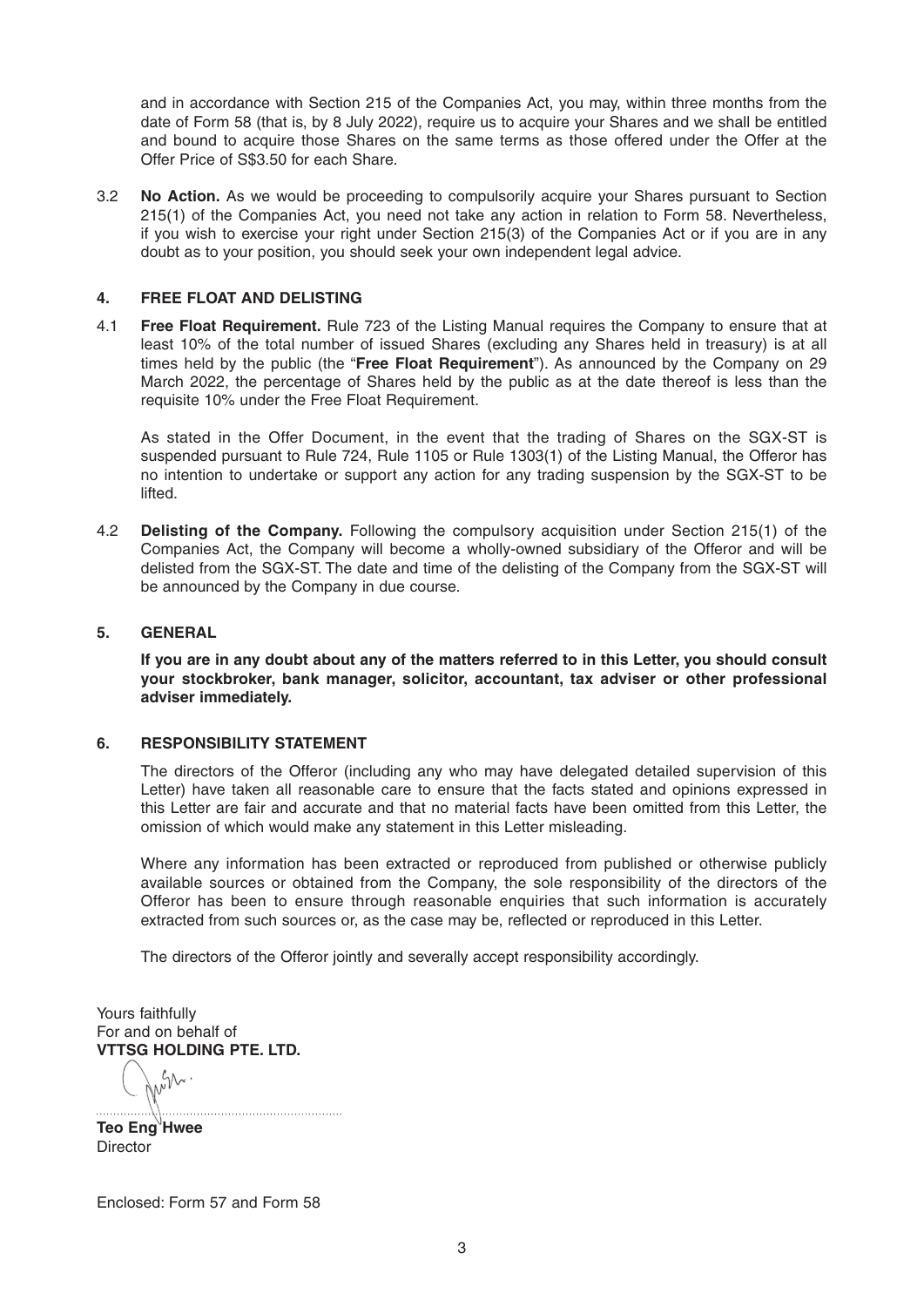and in accordance with Section 215 of the Companies Act, you may, within three months from the date of Form 58 (that is, by 8 July 2022), require us to acquire your Shares and we shall be entitled and bound to acquire those Shares on the same terms as those offered under the Offer at the Offer Price of S$3.50 for each Share.

3.2 **No Action.** As we would be proceeding to compulsorily acquire your Shares pursuant to Section 215(1) of the Companies Act, you need not take any action in relation to Form 58. Nevertheless, if you wish to exercise your right under Section 215(3) of the Companies Act or if you are in any doubt as to your position, you should seek your own independent legal advice.

## 4. FREE FLOAT AND DELISTING

4.1 **Free Float Requirement.** Rule 723 of the Listing Manual requires the Company to ensure that at least 10% of the total number of issued Shares (excluding any Shares held in treasury) is at all times held by the public (the "**Free Float Requirement**"). As announced by the Company on 29 March 2022, the percentage of Shares held by the public as at the date thereof is less than the requisite 10% under the Free Float Requirement.

As stated in the Offer Document, in the event that the trading of Shares on the SGX-ST is suspended pursuant to Rule 724, Rule 1105 or Rule 1303(1) of the Listing Manual, the Offeror has no intention to undertake or support any action for any trading suspension by the SGX-ST to be lifted.

4.2 **Delisting of the Company.** Following the compulsory acquisition under Section 215(1) of the Companies Act, the Company will become a wholly-owned subsidiary of the Offeror and will be delisted from the SGX-ST. The date and time of the delisting of the Company from the SGX-ST will be announced by the Company in due course.

## 5. GENERAL

**If you are in any doubt about any of the matters referred to in this Letter, you should consult your stockbroker, bank manager, solicitor, accountant, tax adviser or other professional adviser immediately.**

## 6. RESPONSIBILITY STATEMENT

The directors of the Offeror (including any who may have delegated detailed supervision of this Letter) have taken all reasonable care to ensure that the facts stated and opinions expressed in this Letter are fair and accurate and that no material facts have been omitted from this Letter, the omission of which would make any statement in this Letter misleading.

Where any information has been extracted or reproduced from published or otherwise publicly available sources or obtained from the Company, the sole responsibility of the directors of the Offeror has been to ensure through reasonable enquiries that such information is accurately extracted from such sources or, as the case may be, reflected or reproduced in this Letter.

The directors of the Offeror jointly and severally accept responsibility accordingly.

Yours faithfully
For and on behalf of
**VTTSG HOLDING PTE. LTD.**

**Teo Eng Hwee**
Director

Enclosed: Form 57 and Form 58